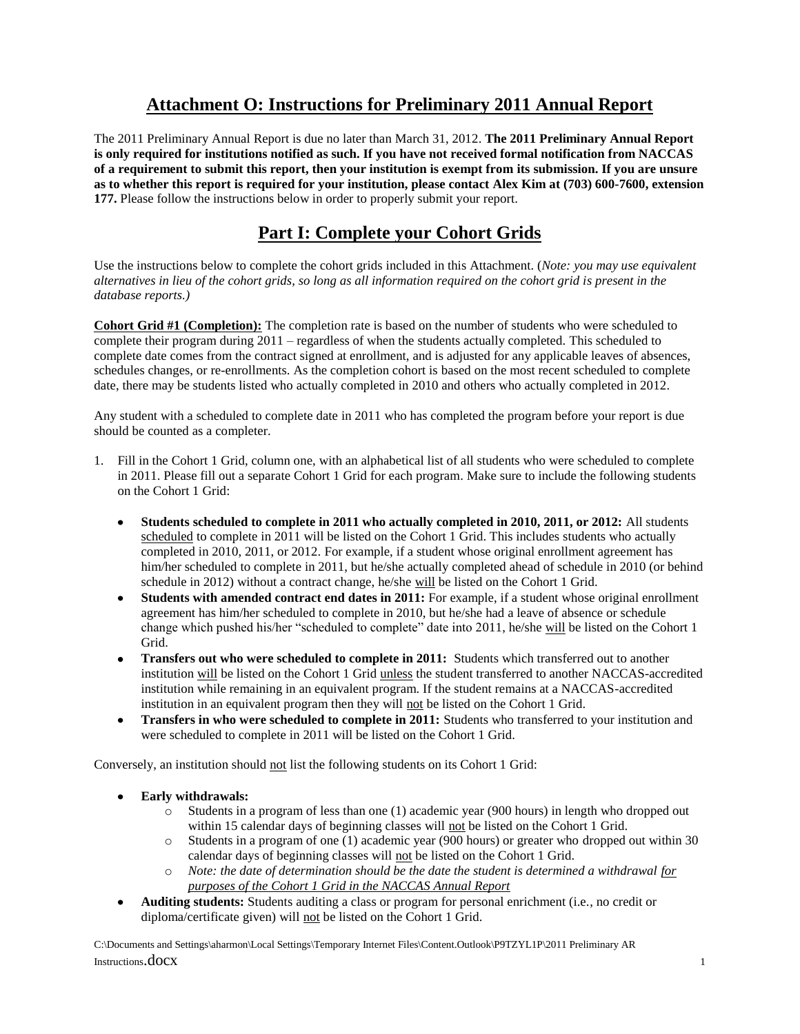# Attachment O: Instructions for Preliminary 2011 Annual Report

The 2011 Preliminary Annual Report is due no later than March 31, 2012. **The 2011 Preliminary Annual Report is only required for institutions notified as such. If you have not received formal notification from NACCAS of a requirement to submit this report, then your institution is exempt from its submission. If you are unsure as to whether this report is required for your institution, please contact Alex Kim at (703) 600-7600, extension 177.** Please follow the instructions below in order to properly submit your report.

## Part I: Complete your Cohort Grids

Use the instructions below to complete the cohort grids included in this Attachment. (*Note: you may use equivalent alternatives in lieu of the cohort grids, so long as all information required on the cohort grid is present in the database reports.)*

**Cohort Grid #1 (Completion):** The completion rate is based on the number of students who were scheduled to complete their program during 2011 – regardless of when the students actually completed. This scheduled to complete date comes from the contract signed at enrollment, and is adjusted for any applicable leaves of absences, schedules changes, or re-enrollments. As the completion cohort is based on the most recent scheduled to complete date, there may be students listed who actually completed in 2010 and others who actually completed in 2012.

Any student with a scheduled to complete date in 2011 who has completed the program before your report is due should be counted as a completer.

1. Fill in the Cohort 1 Grid, column one, with an alphabetical list of all students who were scheduled to complete in 2011. Please fill out a separate Cohort 1 Grid for each program. Make sure to include the following students on the Cohort 1 Grid:

   - **Students scheduled to complete in 2011 who actually completed in 2010, 2011, or 2012:** All students scheduled to complete in 2011 will be listed on the Cohort 1 Grid. This includes students who actually completed in 2010, 2011, or 2012. For example, if a student whose original enrollment agreement has him/her scheduled to complete in 2011, but he/she actually completed ahead of schedule in 2010 (or behind schedule in 2012) without a contract change, he/she will be listed on the Cohort 1 Grid.
   - **Students with amended contract end dates in 2011:** For example, if a student whose original enrollment agreement has him/her scheduled to complete in 2010, but he/she had a leave of absence or schedule change which pushed his/her "scheduled to complete" date into 2011, he/she will be listed on the Cohort 1 Grid.
   - **Transfers out who were scheduled to complete in 2011:** Students which transferred out to another institution will be listed on the Cohort 1 Grid unless the student transferred to another NACCAS-accredited institution while remaining in an equivalent program. If the student remains at a NACCAS-accredited institution in an equivalent program then they will not be listed on the Cohort 1 Grid.
   - **Transfers in who were scheduled to complete in 2011:** Students who transferred to your institution and were scheduled to complete in 2011 will be listed on the Cohort 1 Grid.

Conversely, an institution should not list the following students on its Cohort 1 Grid:

- **Early withdrawals:**
  - Students in a program of less than one (1) academic year (900 hours) in length who dropped out within 15 calendar days of beginning classes will not be listed on the Cohort 1 Grid.
  - Students in a program of one (1) academic year (900 hours) or greater who dropped out within 30 calendar days of beginning classes will not be listed on the Cohort 1 Grid.
  - *Note: the date of determination should be the date the student is determined a withdrawal for purposes of the Cohort 1 Grid in the NACCAS Annual Report*
- **Auditing students:** Students auditing a class or program for personal enrichment (i.e., no credit or diploma/certificate given) will not be listed on the Cohort 1 Grid.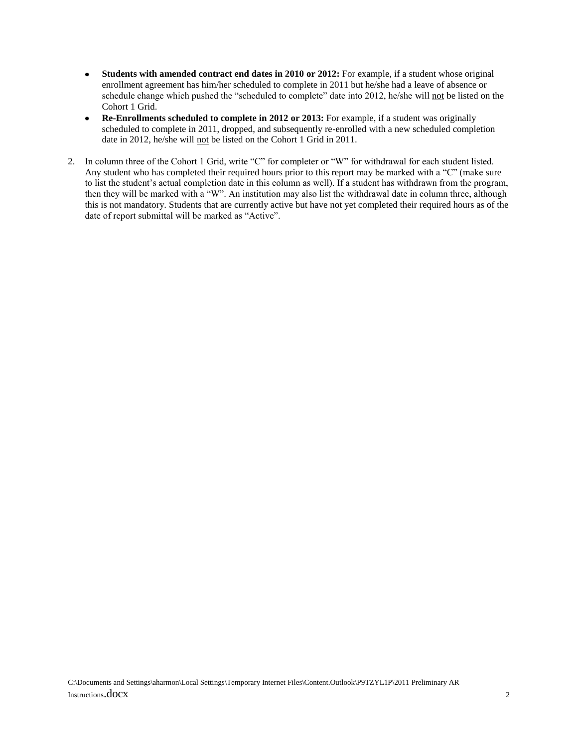- **Students with amended contract end dates in 2010 or 2012:** For example, if a student whose original enrollment agreement has him/her scheduled to complete in 2011 but he/she had a leave of absence or schedule change which pushed the "scheduled to complete" date into 2012, he/she will not be listed on the Cohort 1 Grid.
- **Re-Enrollments scheduled to complete in 2012 or 2013:** For example, if a student was originally scheduled to complete in 2011, dropped, and subsequently re-enrolled with a new scheduled completion date in 2012, he/she will not be listed on the Cohort 1 Grid in 2011.

2. In column three of the Cohort 1 Grid, write "C" for completer or "W" for withdrawal for each student listed. Any student who has completed their required hours prior to this report may be marked with a "C" (make sure to list the student's actual completion date in this column as well). If a student has withdrawn from the program, then they will be marked with a "W". An institution may also list the withdrawal date in column three, although this is not mandatory. Students that are currently active but have not yet completed their required hours as of the date of report submittal will be marked as "Active".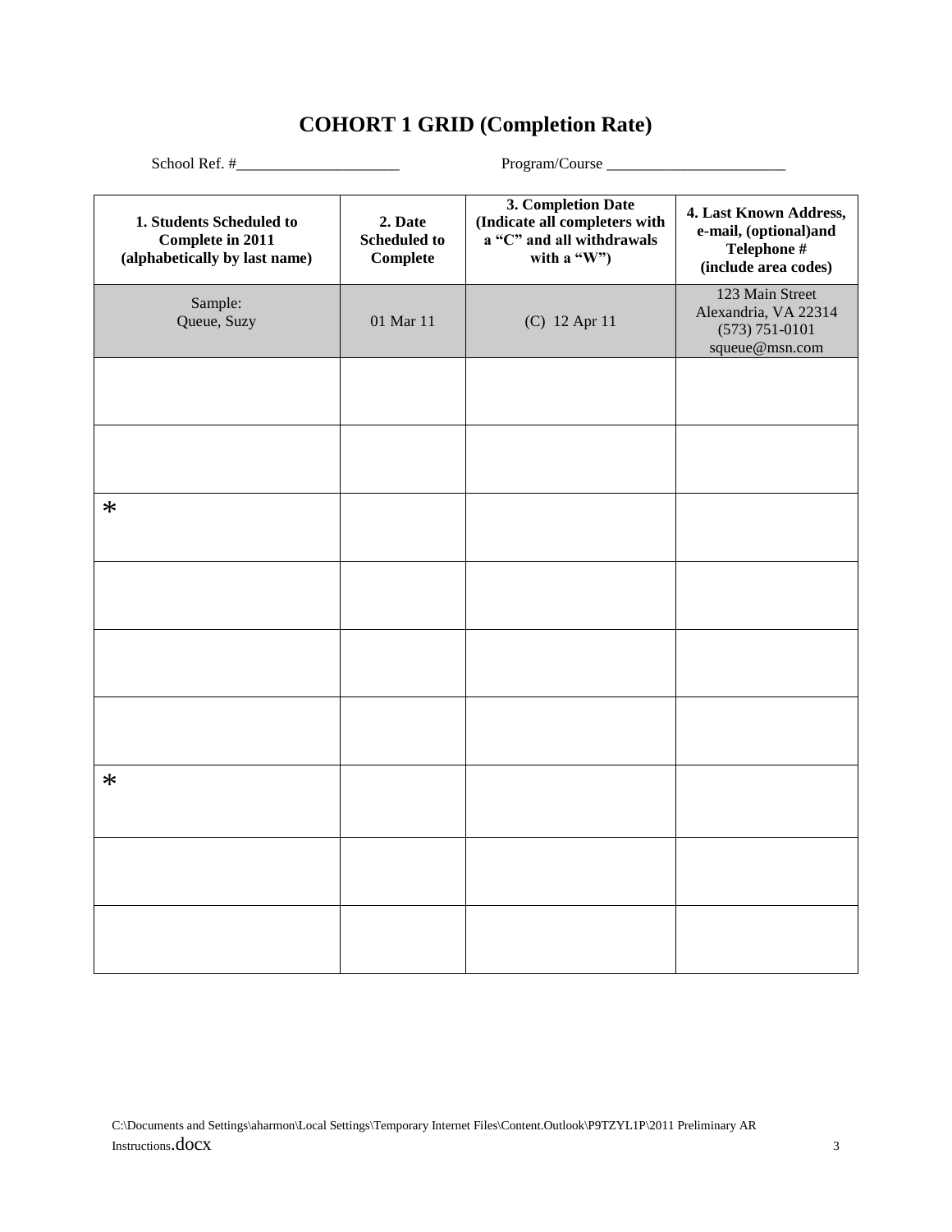# COHORT 1 GRID (Completion Rate)

School Ref. #_____________________ Program/Course _______________________

| 1. Students Scheduled to Complete in 2011 (alphabetically by last name) | 2. Date Scheduled to Complete | 3. Completion Date (Indicate all completers with a "C" and all withdrawals with a "W") | 4. Last Known Address, e-mail, (optional)and Telephone # (include area codes) |
|---|---|---|---|
| Sample: Queue, Suzy | 01 Mar 11 | (C) 12 Apr 11 | 123 Main Street Alexandria, VA 22314 (573) 751-0101 squeue@msn.com |
| | | | |
| | | | |
| * | | | |
| | | | |
| | | | |
| | | | |
| * | | | |
| | | | |
| | | | |

C:\Documents and Settings\aharmon\Local Settings\Temporary Internet Files\Content.Outlook\P9TZYL1P\2011 Preliminary AR Instructions.docx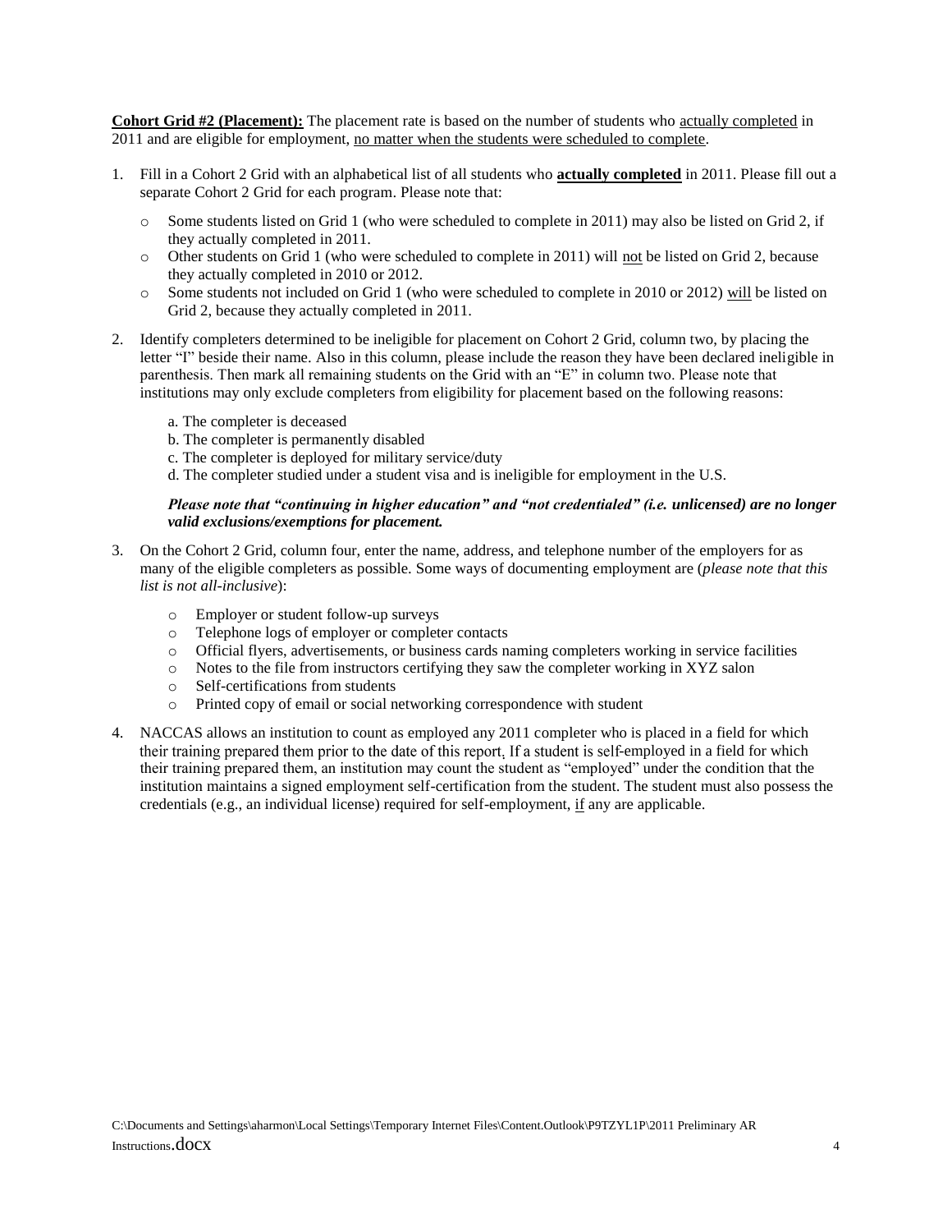**<u>Cohort Grid #2 (Placement):</u>** The placement rate is based on the number of students who <u>actually completed</u> in 2011 and are eligible for employment, <u>no matter when the students were scheduled to complete</u>.

1. Fill in a Cohort 2 Grid with an alphabetical list of all students who **<u>actually completed</u>** in 2011. Please fill out a separate Cohort 2 Grid for each program. Please note that:

   - Some students listed on Grid 1 (who were scheduled to complete in 2011) may also be listed on Grid 2, if they actually completed in 2011.
   - Other students on Grid 1 (who were scheduled to complete in 2011) will <u>not</u> be listed on Grid 2, because they actually completed in 2010 or 2012.
   - Some students not included on Grid 1 (who were scheduled to complete in 2010 or 2012) <u>will</u> be listed on Grid 2, because they actually completed in 2011.

2. Identify completers determined to be ineligible for placement on Cohort 2 Grid, column two, by placing the letter "I" beside their name. Also in this column, please include the reason they have been declared ineligible in parenthesis. Then mark all remaining students on the Grid with an "E" in column two. Please note that institutions may only exclude completers from eligibility for placement based on the following reasons:

   a. The completer is deceased
   b. The completer is permanently disabled
   c. The completer is deployed for military service/duty
   d. The completer studied under a student visa and is ineligible for employment in the U.S.

   ***Please note that "continuing in higher education" and "not credentialed" (i.e. unlicensed) are no longer valid exclusions/exemptions for placement.***

3. On the Cohort 2 Grid, column four, enter the name, address, and telephone number of the employers for as many of the eligible completers as possible. Some ways of documenting employment are (*please note that this list is not all-inclusive*):

   - Employer or student follow-up surveys
   - Telephone logs of employer or completer contacts
   - Official flyers, advertisements, or business cards naming completers working in service facilities
   - Notes to the file from instructors certifying they saw the completer working in XYZ salon
   - Self-certifications from students
   - Printed copy of email or social networking correspondence with student

4. NACCAS allows an institution to count as employed any 2011 completer who is placed in a field for which their training prepared them prior to the date of this report. If a student is self-employed in a field for which their training prepared them, an institution may count the student as "employed" under the condition that the institution maintains a signed employment self-certification from the student. The student must also possess the credentials (e.g., an individual license) required for self-employment, <u>if</u> any are applicable.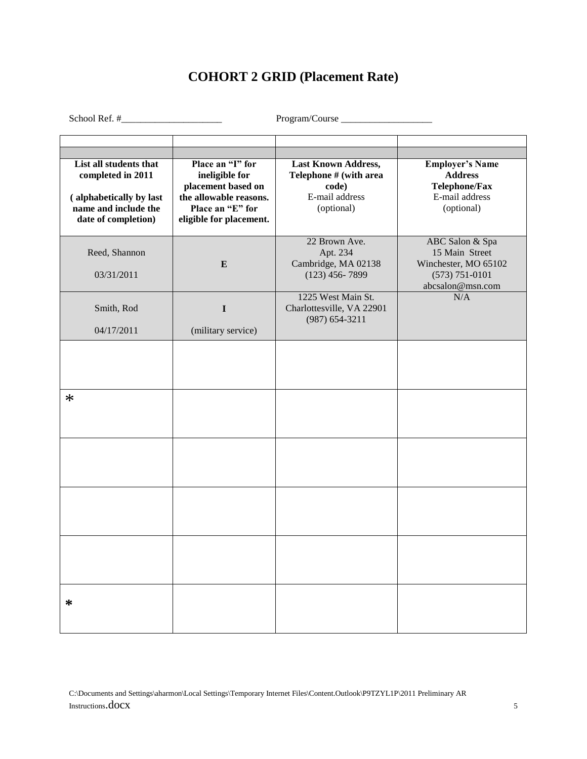# COHORT 2 GRID (Placement Rate)

School Ref. #_____________________ Program/Course ___________________

| | | | |
|---|---|---|---|
| | | | |
| **List all students that completed in 2011**<br><br>**( alphabetically by last name and include the date of completion)** | **Place an "I" for ineligible for placement based on the allowable reasons. Place an "E" for eligible for placement.** | **Last Known Address, Telephone # (with area code)**<br>E-mail address<br>(optional) | **Employer's Name**<br>**Address**<br>**Telephone/Fax**<br>E-mail address<br>(optional) |
| Reed, Shannon<br><br>03/31/2011 | **E** | 22 Brown Ave.<br>Apt. 234<br>Cambridge, MA 02138<br>(123) 456- 7899 | ABC Salon & Spa<br>15 Main Street<br>Winchester, MO 65102<br>(573) 751-0101<br>abcsalon@msn.com |
| Smith, Rod<br><br>04/17/2011 | **I**<br><br>(military service) | 1225 West Main St.<br>Charlottesville, VA 22901<br>(987) 654-3211 | N/A |
| | | | |
| * | | | |
| | | | |
| | | | |
| | | | |
| * | | | |

C:\Documents and Settings\aharmon\Local Settings\Temporary Internet Files\Content.Outlook\P9TZYL1P\2011 Preliminary AR Instructions.docx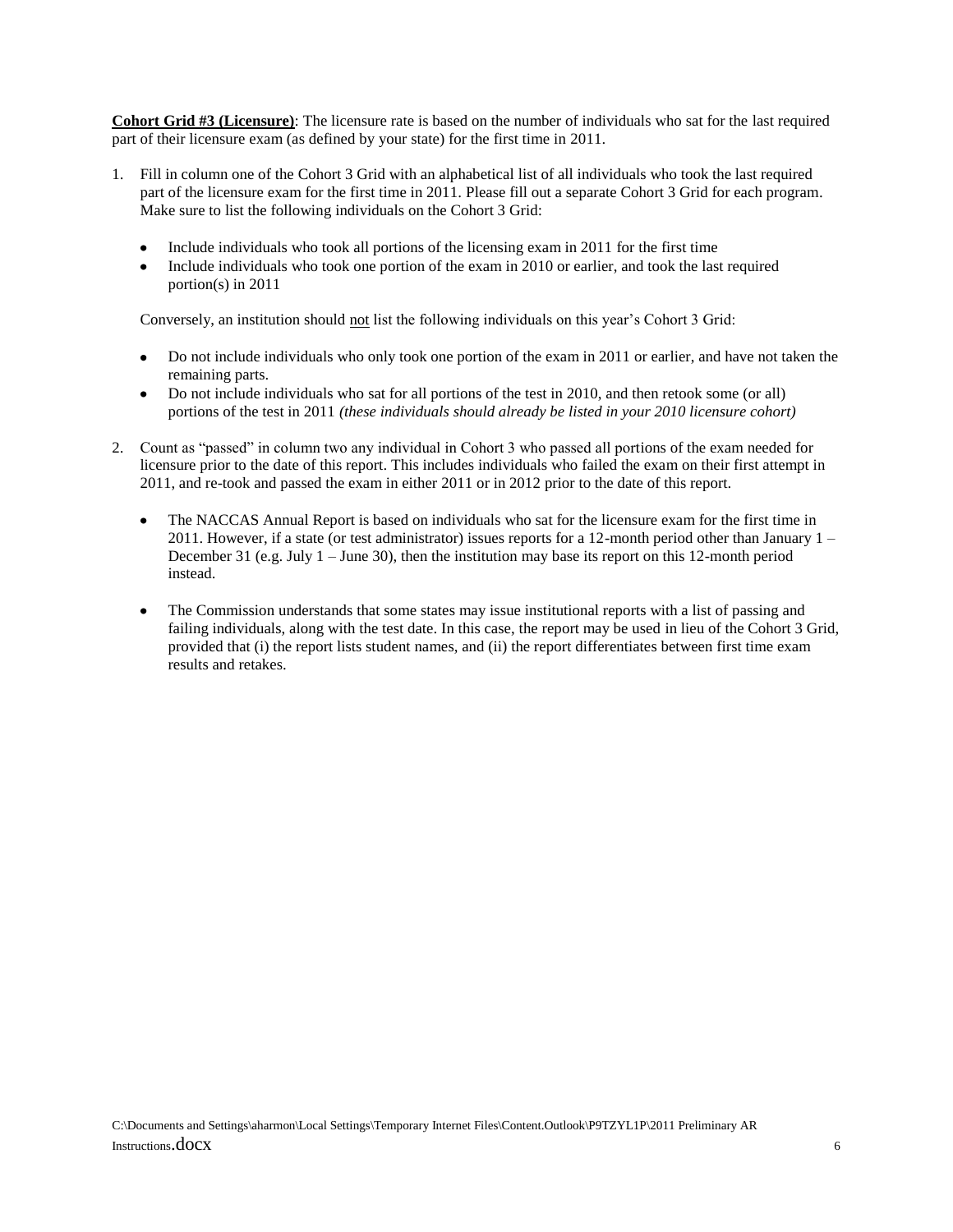**<u>Cohort Grid #3 (Licensure)</u>**: The licensure rate is based on the number of individuals who sat for the last required part of their licensure exam (as defined by your state) for the first time in 2011.

1. Fill in column one of the Cohort 3 Grid with an alphabetical list of all individuals who took the last required part of the licensure exam for the first time in 2011. Please fill out a separate Cohort 3 Grid for each program. Make sure to list the following individuals on the Cohort 3 Grid:

   - Include individuals who took all portions of the licensing exam in 2011 for the first time
   - Include individuals who took one portion of the exam in 2010 or earlier, and took the last required portion(s) in 2011

   Conversely, an institution should <u>not</u> list the following individuals on this year's Cohort 3 Grid:

   - Do not include individuals who only took one portion of the exam in 2011 or earlier, and have not taken the remaining parts.
   - Do not include individuals who sat for all portions of the test in 2010, and then retook some (or all) portions of the test in 2011 *(these individuals should already be listed in your 2010 licensure cohort)*

2. Count as "passed" in column two any individual in Cohort 3 who passed all portions of the exam needed for licensure prior to the date of this report. This includes individuals who failed the exam on their first attempt in 2011, and re-took and passed the exam in either 2011 or in 2012 prior to the date of this report.

   - The NACCAS Annual Report is based on individuals who sat for the licensure exam for the first time in 2011. However, if a state (or test administrator) issues reports for a 12-month period other than January 1 – December 31 (e.g. July 1 – June 30), then the institution may base its report on this 12-month period instead.

   - The Commission understands that some states may issue institutional reports with a list of passing and failing individuals, along with the test date. In this case, the report may be used in lieu of the Cohort 3 Grid, provided that (i) the report lists student names, and (ii) the report differentiates between first time exam results and retakes.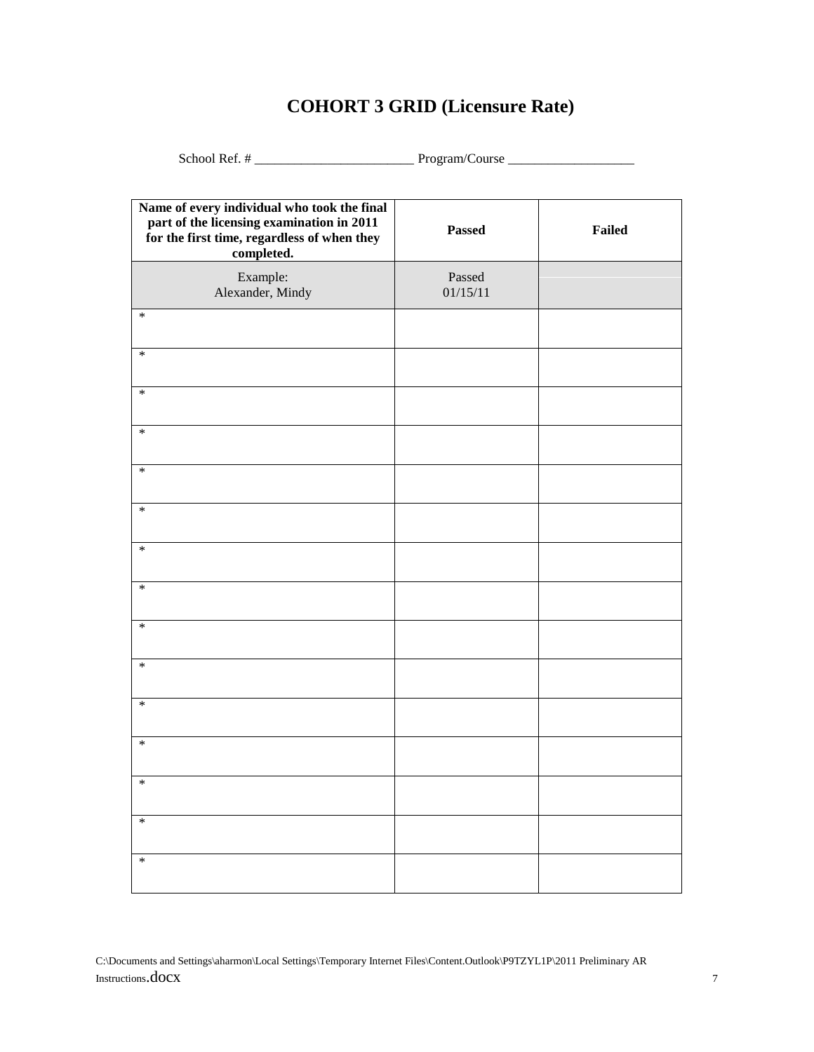# COHORT 3 GRID (Licensure Rate)

School Ref. # ________________________ Program/Course ___________________

| Name of every individual who took the final part of the licensing examination in 2011 for the first time, regardless of when they completed. | Passed | Failed |
|---|---|---|
| Example:<br>Alexander, Mindy | Passed<br>01/15/11 | |
| * | | |
| * | | |
| * | | |
| * | | |
| * | | |
| * | | |
| * | | |
| * | | |
| * | | |
| * | | |
| * | | |
| * | | |
| * | | |
| * | | |
| * | | |

C:\Documents and Settings\aharmon\Local Settings\Temporary Internet Files\Content.Outlook\P9TZYL1P\2011 Preliminary AR Instructions.docx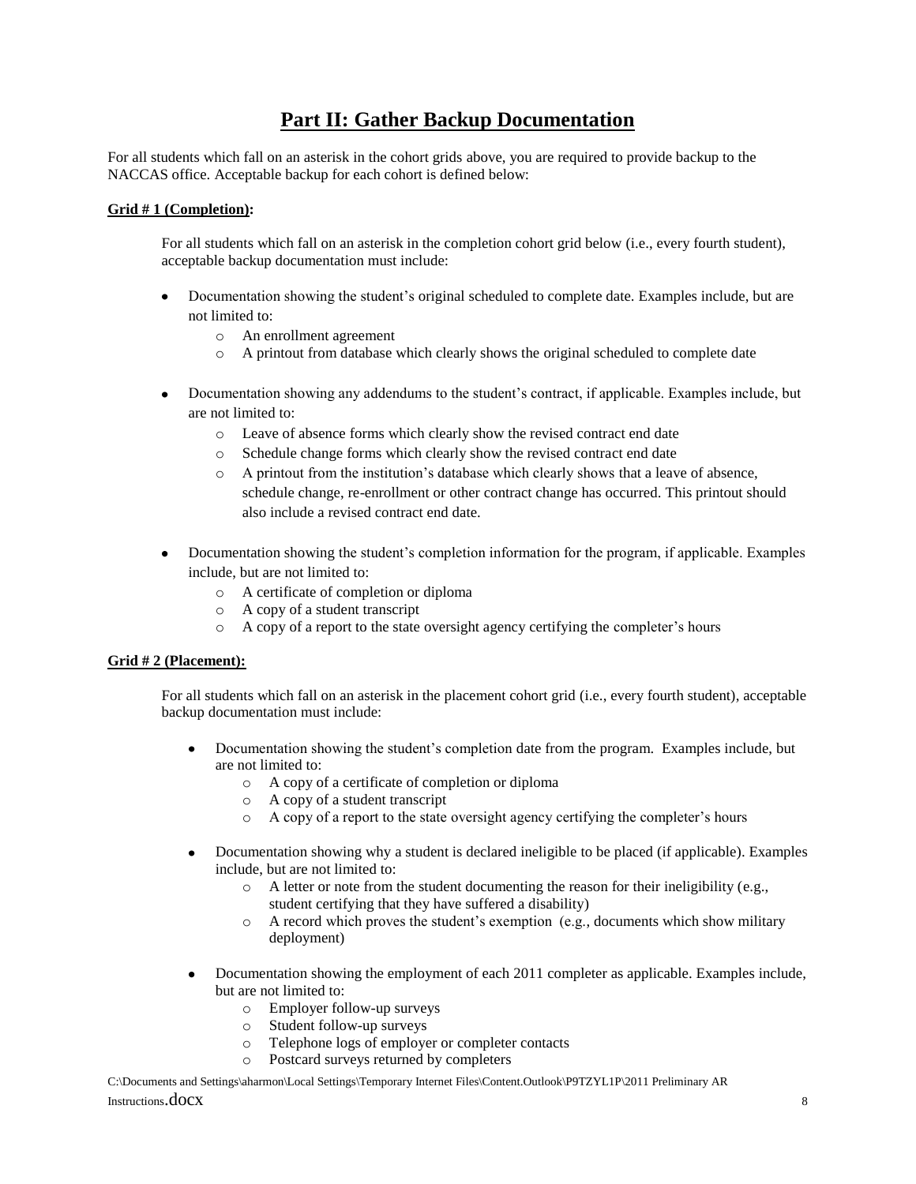# Part II: Gather Backup Documentation

For all students which fall on an asterisk in the cohort grids above, you are required to provide backup to the NACCAS office. Acceptable backup for each cohort is defined below:

**Grid # 1 (Completion):**

For all students which fall on an asterisk in the completion cohort grid below (i.e., every fourth student), acceptable backup documentation must include:

- Documentation showing the student's original scheduled to complete date. Examples include, but are not limited to:
  - An enrollment agreement
  - A printout from database which clearly shows the original scheduled to complete date
- Documentation showing any addendums to the student's contract, if applicable. Examples include, but are not limited to:
  - Leave of absence forms which clearly show the revised contract end date
  - Schedule change forms which clearly show the revised contract end date
  - A printout from the institution's database which clearly shows that a leave of absence, schedule change, re-enrollment or other contract change has occurred. This printout should also include a revised contract end date.
- Documentation showing the student's completion information for the program, if applicable. Examples include, but are not limited to:
  - A certificate of completion or diploma
  - A copy of a student transcript
  - A copy of a report to the state oversight agency certifying the completer's hours

**Grid # 2 (Placement):**

For all students which fall on an asterisk in the placement cohort grid (i.e., every fourth student), acceptable backup documentation must include:

- Documentation showing the student's completion date from the program. Examples include, but are not limited to:
  - A copy of a certificate of completion or diploma
  - A copy of a student transcript
  - A copy of a report to the state oversight agency certifying the completer's hours
- Documentation showing why a student is declared ineligible to be placed (if applicable). Examples include, but are not limited to:
  - A letter or note from the student documenting the reason for their ineligibility (e.g., student certifying that they have suffered a disability)
  - A record which proves the student's exemption (e.g., documents which show military deployment)
- Documentation showing the employment of each 2011 completer as applicable. Examples include, but are not limited to:
  - Employer follow-up surveys
  - Student follow-up surveys
  - Telephone logs of employer or completer contacts
  - Postcard surveys returned by completers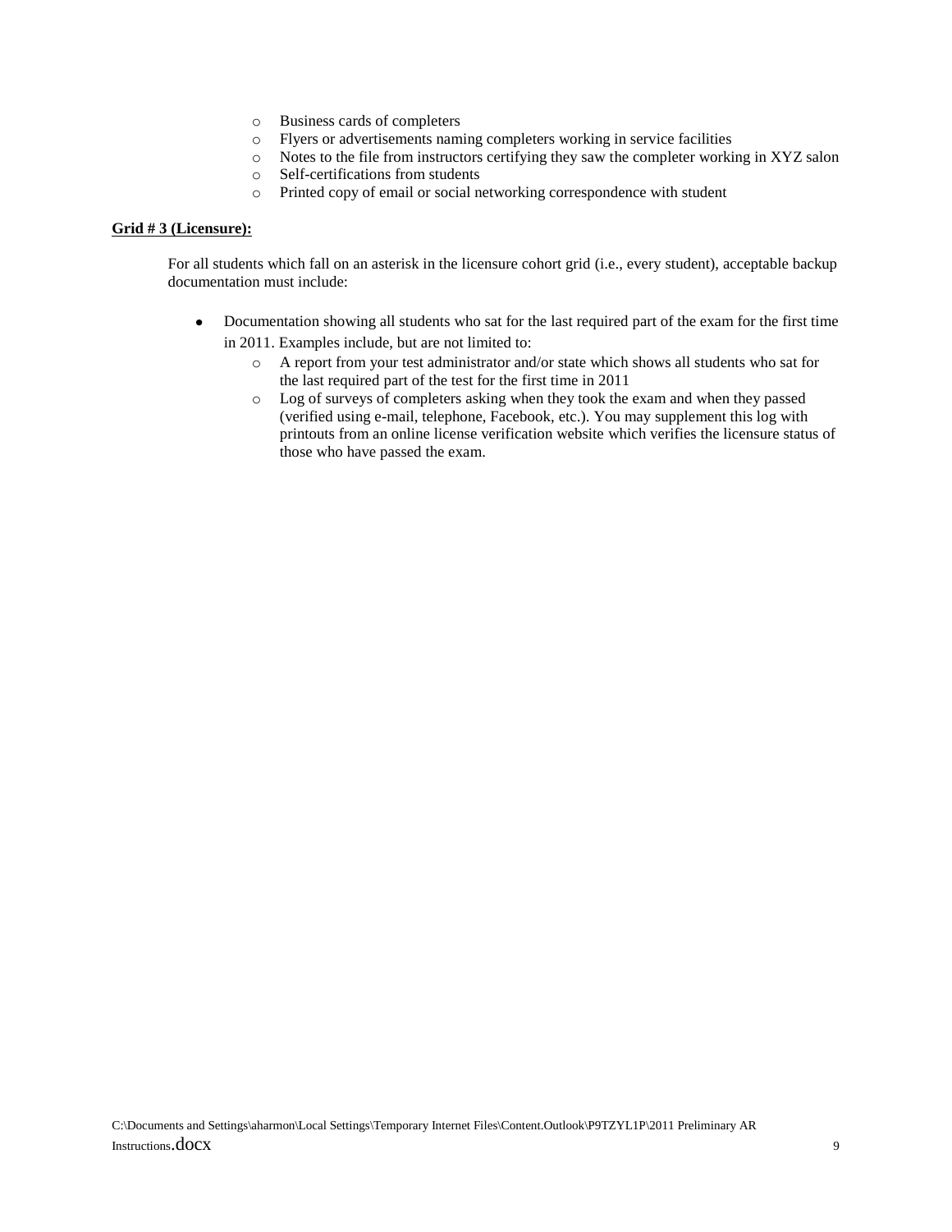- Business cards of completers
  - Flyers or advertisements naming completers working in service facilities
  - Notes to the file from instructors certifying they saw the completer working in XYZ salon
  - Self-certifications from students
  - Printed copy of email or social networking correspondence with student

**Grid # 3 (Licensure):**

For all students which fall on an asterisk in the licensure cohort grid (i.e., every student), acceptable backup documentation must include:

- Documentation showing all students who sat for the last required part of the exam for the first time in 2011. Examples include, but are not limited to:
  - A report from your test administrator and/or state which shows all students who sat for the last required part of the test for the first time in 2011
  - Log of surveys of completers asking when they took the exam and when they passed (verified using e-mail, telephone, Facebook, etc.). You may supplement this log with printouts from an online license verification website which verifies the licensure status of those who have passed the exam.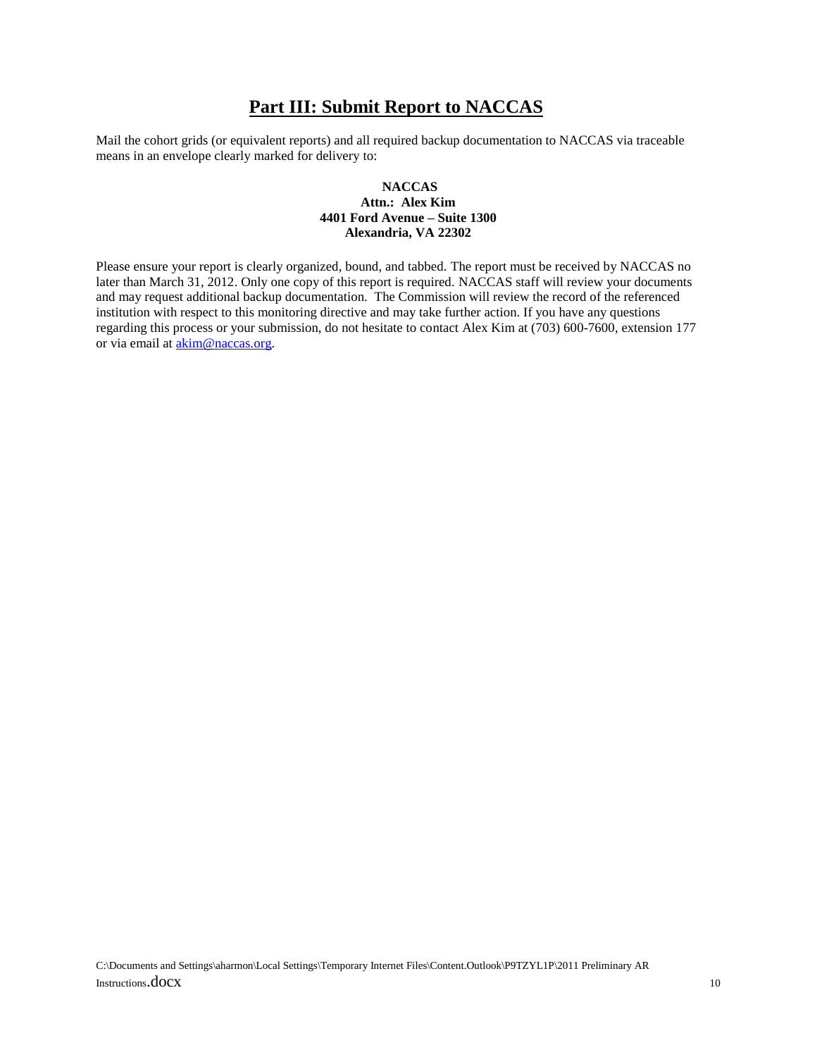## Part III: Submit Report to NACCAS

Mail the cohort grids (or equivalent reports) and all required backup documentation to NACCAS via traceable means in an envelope clearly marked for delivery to:

**NACCAS**
**Attn.: Alex Kim**
**4401 Ford Avenue – Suite 1300**
**Alexandria, VA 22302**

Please ensure your report is clearly organized, bound, and tabbed. The report must be received by NACCAS no later than March 31, 2012. Only one copy of this report is required. NACCAS staff will review your documents and may request additional backup documentation. The Commission will review the record of the referenced institution with respect to this monitoring directive and may take further action. If you have any questions regarding this process or your submission, do not hesitate to contact Alex Kim at (703) 600-7600, extension 177 or via email at akim@naccas.org.